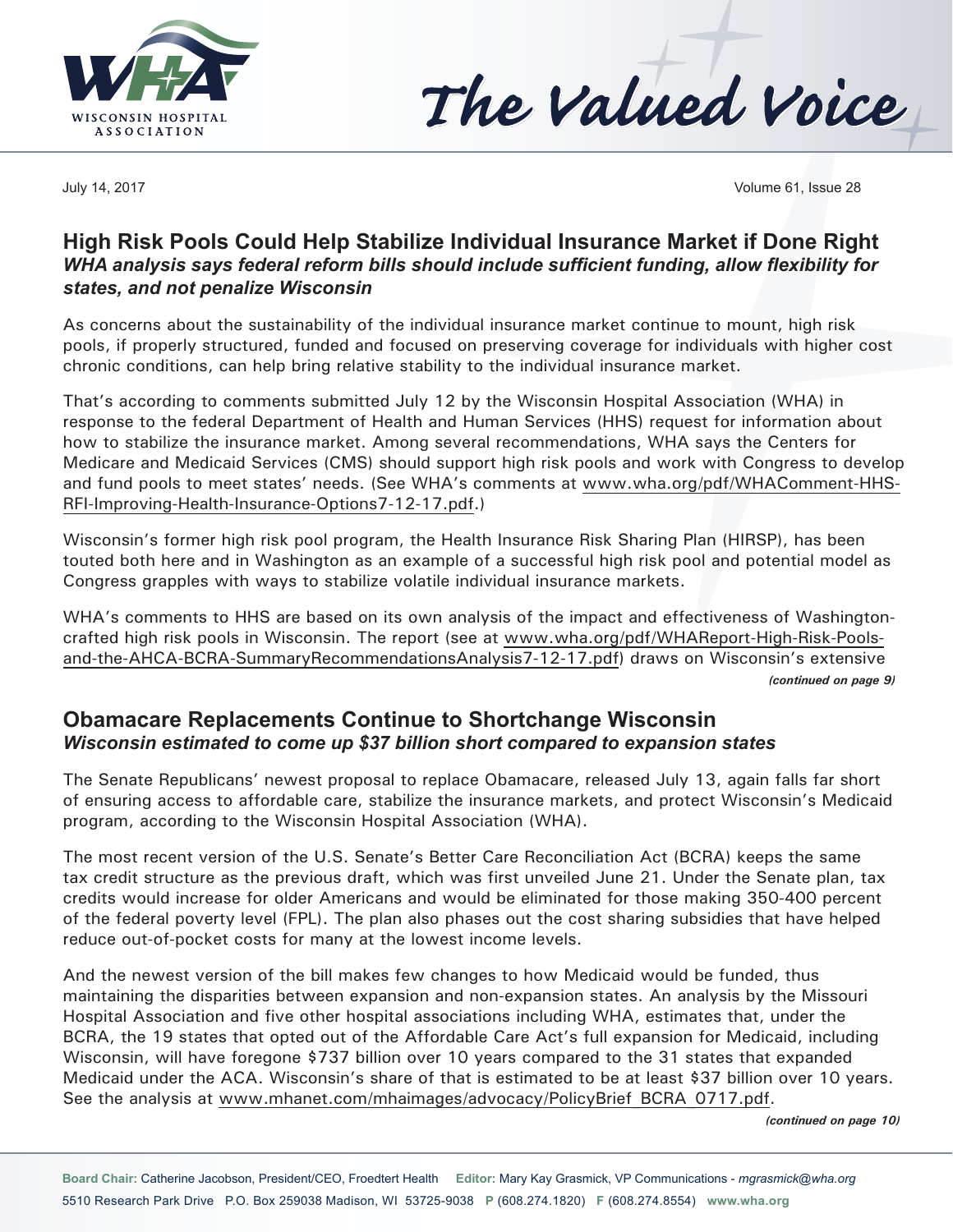# The Valued Voice

July 14, 2017

## High Risk Pools Could Help Stabilize Individual Insurance Market if Done Right

***WHA analysis says federal reform bills should include sufficient funding, allow flexibility for states, and not penalize Wisconsin***

As concerns about the sustainability of the individual insurance market continue to mount, high risk pools, if properly structured, funded and focused on preserving coverage for individuals with higher cost chronic conditions, can help bring relative stability to the individual insurance market.

That's according to comments submitted July 12 by the Wisconsin Hospital Association (WHA) in response to the federal Department of Health and Human Services (HHS) request for information about how to stabilize the insurance market. Among several recommendations, WHA says the Centers for Medicare and Medicaid Services (CMS) should support high risk pools and work with Congress to develop and fund pools to meet states' needs. (See WHA's comments at www.wha.org/pdf/WHAComment-HHS-RFI-Improving-Health-Insurance-Options7-12-17.pdf.)

Wisconsin's former high risk pool program, the Health Insurance Risk Sharing Plan (HIRSP), has been touted both here and in Washington as an example of a successful high risk pool and potential model as Congress grapples with ways to stabilize volatile individual insurance markets.

WHA's comments to HHS are based on its own analysis of the impact and effectiveness of Washington-crafted high risk pools in Wisconsin. The report (see at www.wha.org/pdf/WHAReport-High-Risk-Pools-and-the-AHCA-BCRA-SummaryRecommendationsAnalysis7-12-17.pdf) draws on Wisconsin's extensive

*(continued on page 9)*

## Obamacare Replacements Continue to Shortchange Wisconsin

***Wisconsin estimated to come up $37 billion short compared to expansion states***

The Senate Republicans' newest proposal to replace Obamacare, released July 13, again falls far short of ensuring access to affordable care, stabilize the insurance markets, and protect Wisconsin's Medicaid program, according to the Wisconsin Hospital Association (WHA).

The most recent version of the U.S. Senate's Better Care Reconciliation Act (BCRA) keeps the same tax credit structure as the previous draft, which was first unveiled June 21. Under the Senate plan, tax credits would increase for older Americans and would be eliminated for those making 350-400 percent of the federal poverty level (FPL). The plan also phases out the cost sharing subsidies that have helped reduce out-of-pocket costs for many at the lowest income levels.

And the newest version of the bill makes few changes to how Medicaid would be funded, thus maintaining the disparities between expansion and non-expansion states. An analysis by the Missouri Hospital Association and five other hospital associations including WHA, estimates that, under the BCRA, the 19 states that opted out of the Affordable Care Act's full expansion for Medicaid, including Wisconsin, will have foregone $737 billion over 10 years compared to the 31 states that expanded Medicaid under the ACA. Wisconsin's share of that is estimated to be at least $37 billion over 10 years. See the analysis at www.mhanet.com/mhaimages/advocacy/PolicyBrief_BCRA_0717.pdf.

*(continued on page 10)*

**Board Chair:** Catherine Jacobson, President/CEO, Froedtert Health **Editor:** Mary Kay Grasmick, VP Communications - *mgrasmick@wha.org*
5510 Research Park Drive P.O. Box 259038 Madison, WI 53725-9038 **P** (608.274.1820) **F** (608.274.8554) **www.wha.org**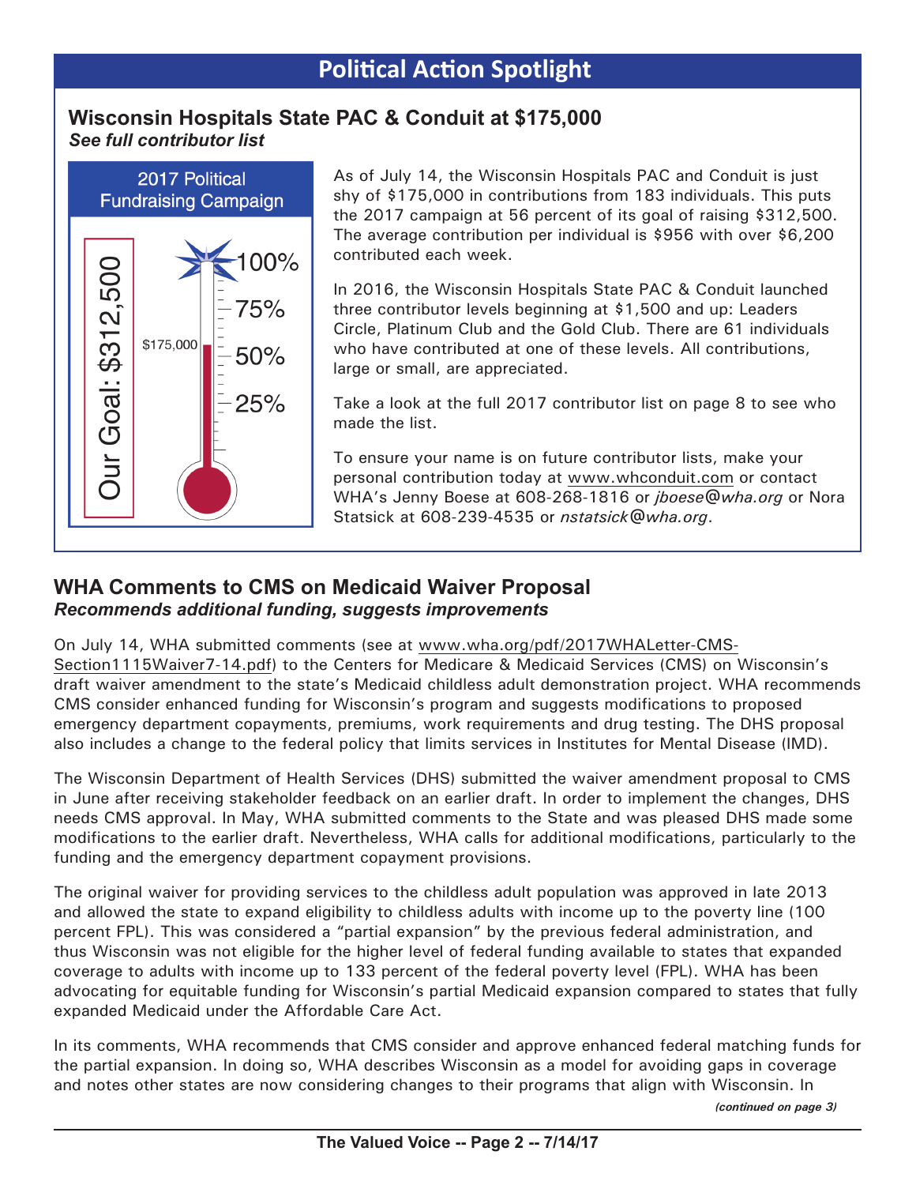## Political Action Spotlight

### Wisconsin Hospitals State PAC & Conduit at $175,000

***See full contributor list***

2017 Political Fundraising Campaign

Our Goal: $312,500

$175,000

100%

75%

50%

25%

As of July 14, the Wisconsin Hospitals PAC and Conduit is just shy of $175,000 in contributions from 183 individuals. This puts the 2017 campaign at 56 percent of its goal of raising $312,500. The average contribution per individual is $956 with over $6,200 contributed each week.

In 2016, the Wisconsin Hospitals State PAC & Conduit launched three contributor levels beginning at $1,500 and up: Leaders Circle, Platinum Club and the Gold Club. There are 61 individuals who have contributed at one of these levels. All contributions, large or small, are appreciated.

Take a look at the full 2017 contributor list on page 8 to see who made the list.

To ensure your name is on future contributor lists, make your personal contribution today at www.whconduit.com or contact WHA's Jenny Boese at 608-268-1816 or *jboese@wha.org* or Nora Statsick at 608-239-4535 or *nstatsick@wha.org*.

### WHA Comments to CMS on Medicaid Waiver Proposal

***Recommends additional funding, suggests improvements***

On July 14, WHA submitted comments (see at www.wha.org/pdf/2017WHALetter-CMS-Section1115Waiver7-14.pdf) to the Centers for Medicare & Medicaid Services (CMS) on Wisconsin's draft waiver amendment to the state's Medicaid childless adult demonstration project. WHA recommends CMS consider enhanced funding for Wisconsin's program and suggests modifications to proposed emergency department copayments, premiums, work requirements and drug testing. The DHS proposal also includes a change to the federal policy that limits services in Institutes for Mental Disease (IMD).

The Wisconsin Department of Health Services (DHS) submitted the waiver amendment proposal to CMS in June after receiving stakeholder feedback on an earlier draft. In order to implement the changes, DHS needs CMS approval. In May, WHA submitted comments to the State and was pleased DHS made some modifications to the earlier draft. Nevertheless, WHA calls for additional modifications, particularly to the funding and the emergency department copayment provisions.

The original waiver for providing services to the childless adult population was approved in late 2013 and allowed the state to expand eligibility to childless adults with income up to the poverty line (100 percent FPL). This was considered a "partial expansion" by the previous federal administration, and thus Wisconsin was not eligible for the higher level of federal funding available to states that expanded coverage to adults with income up to 133 percent of the federal poverty level (FPL). WHA has been advocating for equitable funding for Wisconsin's partial Medicaid expansion compared to states that fully expanded Medicaid under the Affordable Care Act.

In its comments, WHA recommends that CMS consider and approve enhanced federal matching funds for the partial expansion. In doing so, WHA describes Wisconsin as a model for avoiding gaps in coverage and notes other states are now considering changes to their programs that align with Wisconsin. In

*(continued on page 3)*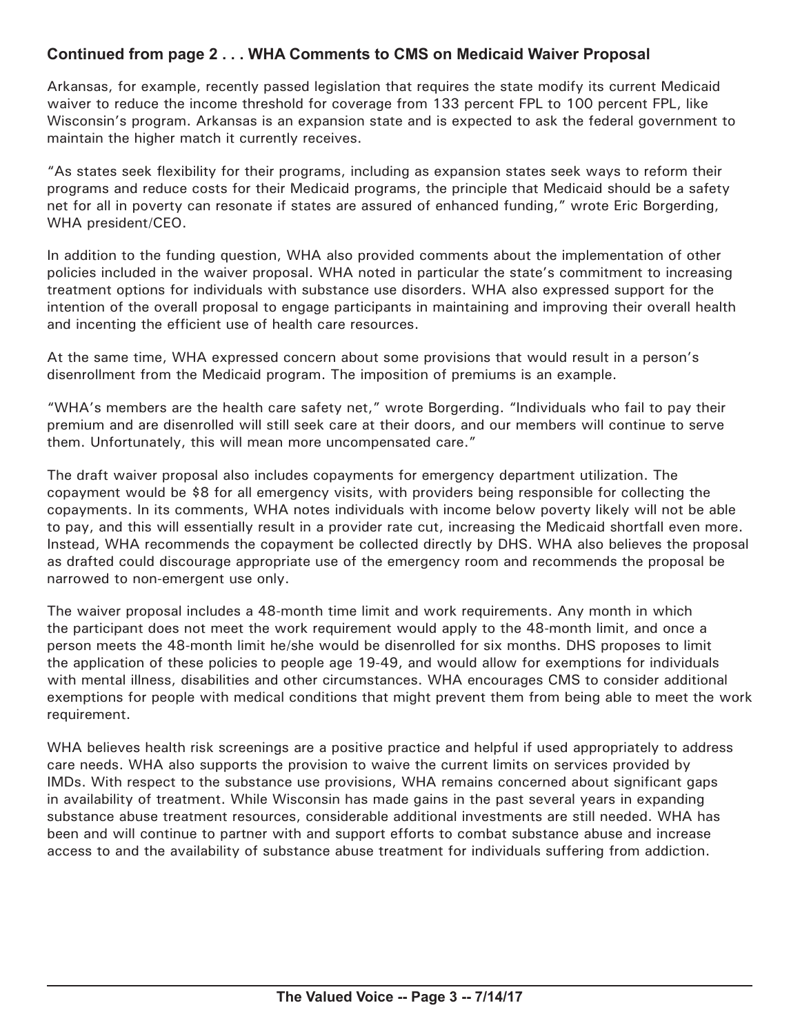### Continued from page 2 . . . WHA Comments to CMS on Medicaid Waiver Proposal

Arkansas, for example, recently passed legislation that requires the state modify its current Medicaid waiver to reduce the income threshold for coverage from 133 percent FPL to 100 percent FPL, like Wisconsin's program. Arkansas is an expansion state and is expected to ask the federal government to maintain the higher match it currently receives.

"As states seek flexibility for their programs, including as expansion states seek ways to reform their programs and reduce costs for their Medicaid programs, the principle that Medicaid should be a safety net for all in poverty can resonate if states are assured of enhanced funding," wrote Eric Borgerding, WHA president/CEO.

In addition to the funding question, WHA also provided comments about the implementation of other policies included in the waiver proposal. WHA noted in particular the state's commitment to increasing treatment options for individuals with substance use disorders. WHA also expressed support for the intention of the overall proposal to engage participants in maintaining and improving their overall health and incenting the efficient use of health care resources.

At the same time, WHA expressed concern about some provisions that would result in a person's disenrollment from the Medicaid program. The imposition of premiums is an example.

"WHA's members are the health care safety net," wrote Borgerding. "Individuals who fail to pay their premium and are disenrolled will still seek care at their doors, and our members will continue to serve them. Unfortunately, this will mean more uncompensated care."

The draft waiver proposal also includes copayments for emergency department utilization. The copayment would be $8 for all emergency visits, with providers being responsible for collecting the copayments. In its comments, WHA notes individuals with income below poverty likely will not be able to pay, and this will essentially result in a provider rate cut, increasing the Medicaid shortfall even more. Instead, WHA recommends the copayment be collected directly by DHS. WHA also believes the proposal as drafted could discourage appropriate use of the emergency room and recommends the proposal be narrowed to non-emergent use only.

The waiver proposal includes a 48-month time limit and work requirements. Any month in which the participant does not meet the work requirement would apply to the 48-month limit, and once a person meets the 48-month limit he/she would be disenrolled for six months. DHS proposes to limit the application of these policies to people age 19-49, and would allow for exemptions for individuals with mental illness, disabilities and other circumstances. WHA encourages CMS to consider additional exemptions for people with medical conditions that might prevent them from being able to meet the work requirement.

WHA believes health risk screenings are a positive practice and helpful if used appropriately to address care needs. WHA also supports the provision to waive the current limits on services provided by IMDs. With respect to the substance use provisions, WHA remains concerned about significant gaps in availability of treatment. While Wisconsin has made gains in the past several years in expanding substance abuse treatment resources, considerable additional investments are still needed. WHA has been and will continue to partner with and support efforts to combat substance abuse and increase access to and the availability of substance abuse treatment for individuals suffering from addiction.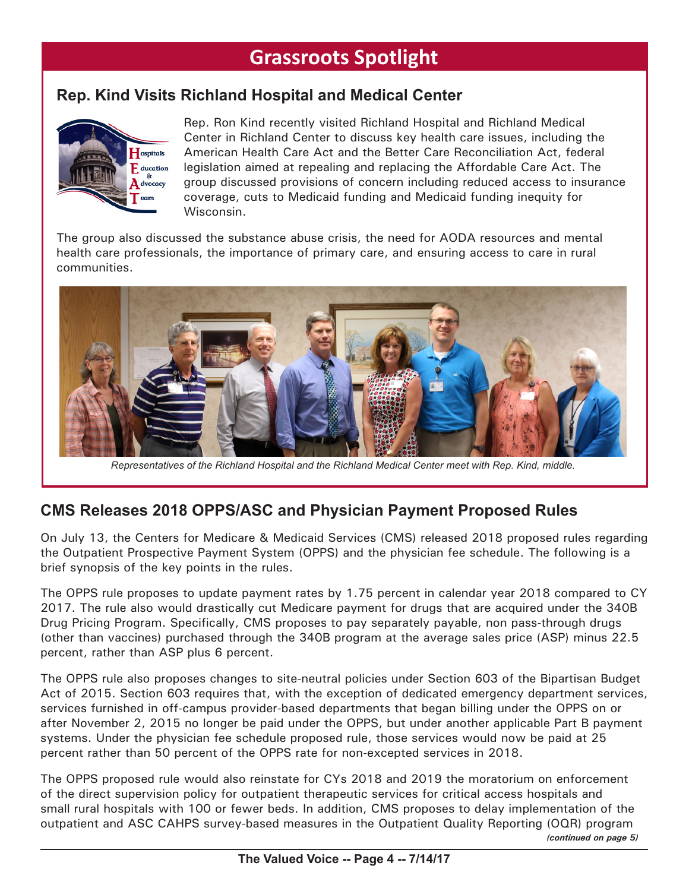# Grassroots Spotlight

## Rep. Kind Visits Richland Hospital and Medical Center

Rep. Ron Kind recently visited Richland Hospital and Richland Medical Center in Richland Center to discuss key health care issues, including the American Health Care Act and the Better Care Reconciliation Act, federal legislation aimed at repealing and replacing the Affordable Care Act. The group discussed provisions of concern including reduced access to insurance coverage, cuts to Medicaid funding and Medicaid funding inequity for Wisconsin.

The group also discussed the substance abuse crisis, the need for AODA resources and mental health care professionals, the importance of primary care, and ensuring access to care in rural communities.

*Representatives of the Richland Hospital and the Richland Medical Center meet with Rep. Kind, middle.*

## CMS Releases 2018 OPPS/ASC and Physician Payment Proposed Rules

On July 13, the Centers for Medicare & Medicaid Services (CMS) released 2018 proposed rules regarding the Outpatient Prospective Payment System (OPPS) and the physician fee schedule. The following is a brief synopsis of the key points in the rules.

The OPPS rule proposes to update payment rates by 1.75 percent in calendar year 2018 compared to CY 2017. The rule also would drastically cut Medicare payment for drugs that are acquired under the 340B Drug Pricing Program. Specifically, CMS proposes to pay separately payable, non pass-through drugs (other than vaccines) purchased through the 340B program at the average sales price (ASP) minus 22.5 percent, rather than ASP plus 6 percent.

The OPPS rule also proposes changes to site-neutral policies under Section 603 of the Bipartisan Budget Act of 2015. Section 603 requires that, with the exception of dedicated emergency department services, services furnished in off-campus provider-based departments that began billing under the OPPS on or after November 2, 2015 no longer be paid under the OPPS, but under another applicable Part B payment systems. Under the physician fee schedule proposed rule, those services would now be paid at 25 percent rather than 50 percent of the OPPS rate for non-excepted services in 2018.

The OPPS proposed rule would also reinstate for CYs 2018 and 2019 the moratorium on enforcement of the direct supervision policy for outpatient therapeutic services for critical access hospitals and small rural hospitals with 100 or fewer beds. In addition, CMS proposes to delay implementation of the outpatient and ASC CAHPS survey-based measures in the Outpatient Quality Reporting (OQR) program

***(continued on page 5)***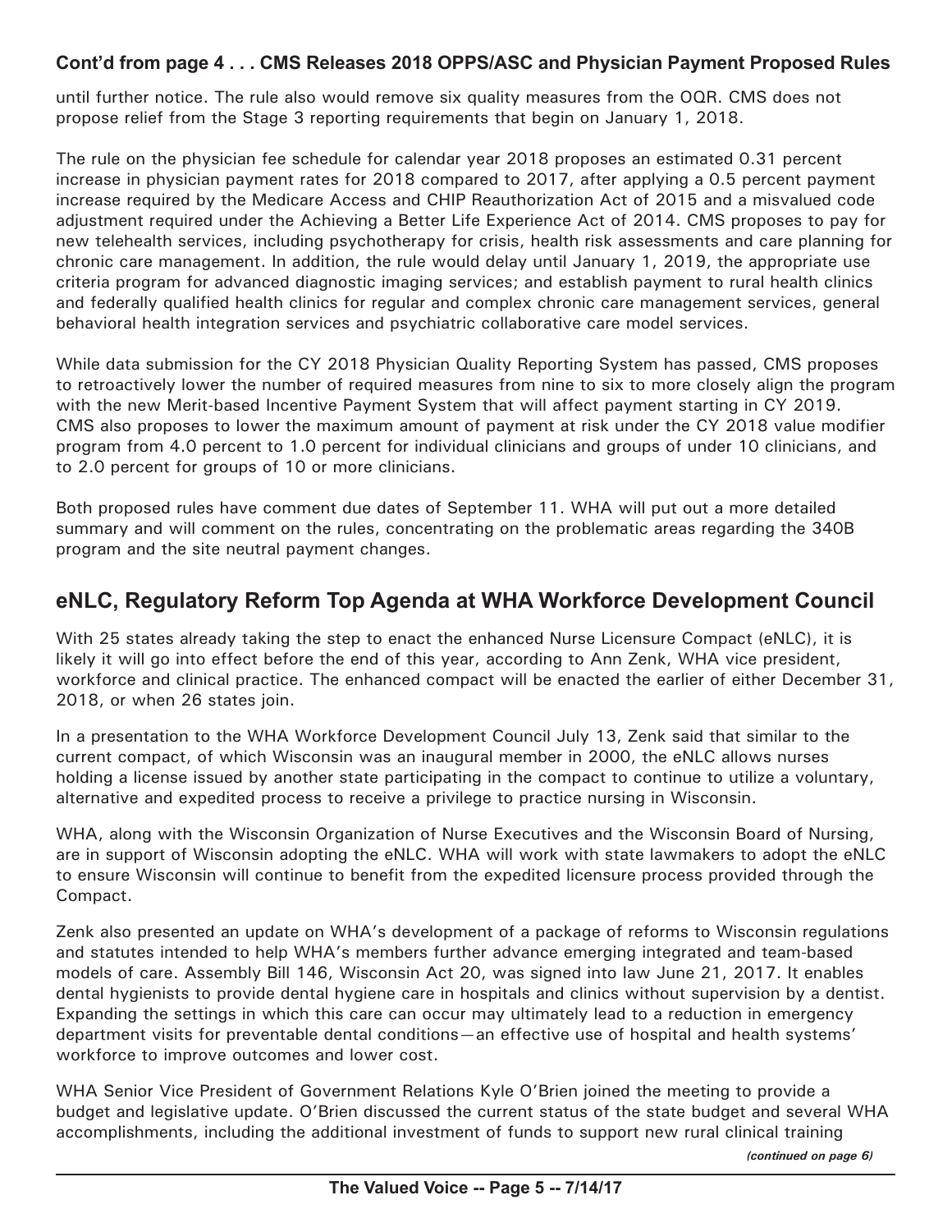**Cont'd from page 4 . . . CMS Releases 2018 OPPS/ASC and Physician Payment Proposed Rules**

until further notice. The rule also would remove six quality measures from the OQR. CMS does not propose relief from the Stage 3 reporting requirements that begin on January 1, 2018.

The rule on the physician fee schedule for calendar year 2018 proposes an estimated 0.31 percent increase in physician payment rates for 2018 compared to 2017, after applying a 0.5 percent payment increase required by the Medicare Access and CHIP Reauthorization Act of 2015 and a misvalued code adjustment required under the Achieving a Better Life Experience Act of 2014. CMS proposes to pay for new telehealth services, including psychotherapy for crisis, health risk assessments and care planning for chronic care management. In addition, the rule would delay until January 1, 2019, the appropriate use criteria program for advanced diagnostic imaging services; and establish payment to rural health clinics and federally qualified health clinics for regular and complex chronic care management services, general behavioral health integration services and psychiatric collaborative care model services.

While data submission for the CY 2018 Physician Quality Reporting System has passed, CMS proposes to retroactively lower the number of required measures from nine to six to more closely align the program with the new Merit-based Incentive Payment System that will affect payment starting in CY 2019. CMS also proposes to lower the maximum amount of payment at risk under the CY 2018 value modifier program from 4.0 percent to 1.0 percent for individual clinicians and groups of under 10 clinicians, and to 2.0 percent for groups of 10 or more clinicians.

Both proposed rules have comment due dates of September 11. WHA will put out a more detailed summary and will comment on the rules, concentrating on the problematic areas regarding the 340B program and the site neutral payment changes.

## eNLC, Regulatory Reform Top Agenda at WHA Workforce Development Council

With 25 states already taking the step to enact the enhanced Nurse Licensure Compact (eNLC), it is likely it will go into effect before the end of this year, according to Ann Zenk, WHA vice president, workforce and clinical practice. The enhanced compact will be enacted the earlier of either December 31, 2018, or when 26 states join.

In a presentation to the WHA Workforce Development Council July 13, Zenk said that similar to the current compact, of which Wisconsin was an inaugural member in 2000, the eNLC allows nurses holding a license issued by another state participating in the compact to continue to utilize a voluntary, alternative and expedited process to receive a privilege to practice nursing in Wisconsin.

WHA, along with the Wisconsin Organization of Nurse Executives and the Wisconsin Board of Nursing, are in support of Wisconsin adopting the eNLC. WHA will work with state lawmakers to adopt the eNLC to ensure Wisconsin will continue to benefit from the expedited licensure process provided through the Compact.

Zenk also presented an update on WHA's development of a package of reforms to Wisconsin regulations and statutes intended to help WHA's members further advance emerging integrated and team-based models of care. Assembly Bill 146, Wisconsin Act 20, was signed into law June 21, 2017. It enables dental hygienists to provide dental hygiene care in hospitals and clinics without supervision by a dentist. Expanding the settings in which this care can occur may ultimately lead to a reduction in emergency department visits for preventable dental conditions—an effective use of hospital and health systems' workforce to improve outcomes and lower cost.

WHA Senior Vice President of Government Relations Kyle O'Brien joined the meeting to provide a budget and legislative update. O'Brien discussed the current status of the state budget and several WHA accomplishments, including the additional investment of funds to support new rural clinical training

*(continued on page 6)*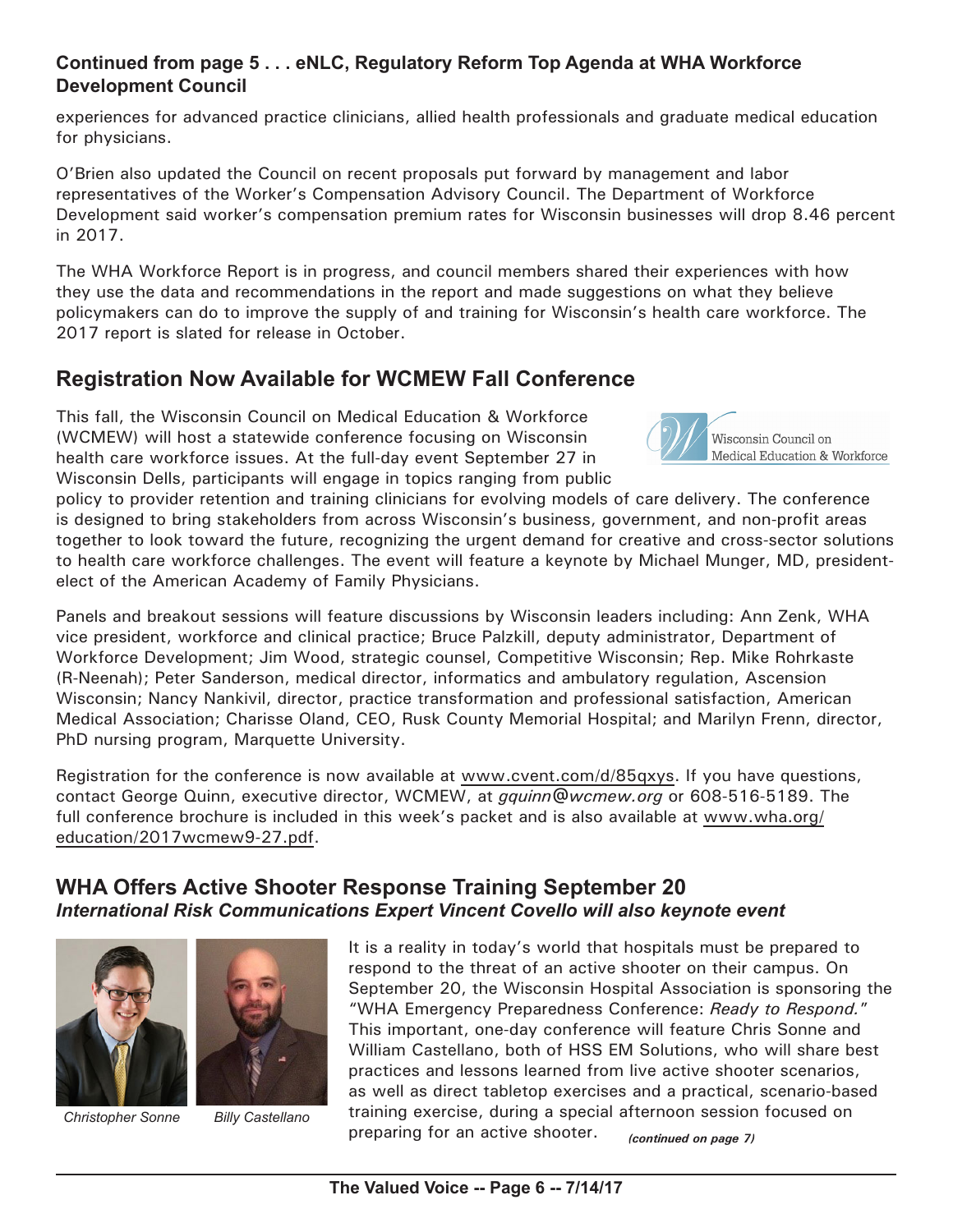## Continued from page 5 . . . eNLC, Regulatory Reform Top Agenda at WHA Workforce Development Council

experiences for advanced practice clinicians, allied health professionals and graduate medical education for physicians.

O'Brien also updated the Council on recent proposals put forward by management and labor representatives of the Worker's Compensation Advisory Council. The Department of Workforce Development said worker's compensation premium rates for Wisconsin businesses will drop 8.46 percent in 2017.

The WHA Workforce Report is in progress, and council members shared their experiences with how they use the data and recommendations in the report and made suggestions on what they believe policymakers can do to improve the supply of and training for Wisconsin's health care workforce. The 2017 report is slated for release in October.

## Registration Now Available for WCMEW Fall Conference

This fall, the Wisconsin Council on Medical Education & Workforce (WCMEW) will host a statewide conference focusing on Wisconsin health care workforce issues. At the full-day event September 27 in Wisconsin Dells, participants will engage in topics ranging from public policy to provider retention and training clinicians for evolving models of care delivery. The conference is designed to bring stakeholders from across Wisconsin's business, government, and non-profit areas together to look toward the future, recognizing the urgent demand for creative and cross-sector solutions to health care workforce challenges. The event will feature a keynote by Michael Munger, MD, president-elect of the American Academy of Family Physicians.

Panels and breakout sessions will feature discussions by Wisconsin leaders including: Ann Zenk, WHA vice president, workforce and clinical practice; Bruce Palzkill, deputy administrator, Department of Workforce Development; Jim Wood, strategic counsel, Competitive Wisconsin; Rep. Mike Rohrkaste (R-Neenah); Peter Sanderson, medical director, informatics and ambulatory regulation, Ascension Wisconsin; Nancy Nankivil, director, practice transformation and professional satisfaction, American Medical Association; Charisse Oland, CEO, Rusk County Memorial Hospital; and Marilyn Frenn, director, PhD nursing program, Marquette University.

Registration for the conference is now available at www.cvent.com/d/85qxys. If you have questions, contact George Quinn, executive director, WCMEW, at *gquinn@wcmew.org* or 608-516-5189. The full conference brochure is included in this week's packet and is also available at www.wha.org/education/2017wcmew9-27.pdf.

## WHA Offers Active Shooter Response Training September 20

***International Risk Communications Expert Vincent Covello will also keynote event***

*Christopher Sonne* *Billy Castellano*

It is a reality in today's world that hospitals must be prepared to respond to the threat of an active shooter on their campus. On September 20, the Wisconsin Hospital Association is sponsoring the "WHA Emergency Preparedness Conference: *Ready to Respond.*" This important, one-day conference will feature Chris Sonne and William Castellano, both of HSS EM Solutions, who will share best practices and lessons learned from live active shooter scenarios, as well as direct tabletop exercises and a practical, scenario-based training exercise, during a special afternoon session focused on preparing for an active shooter. ***(continued on page 7)***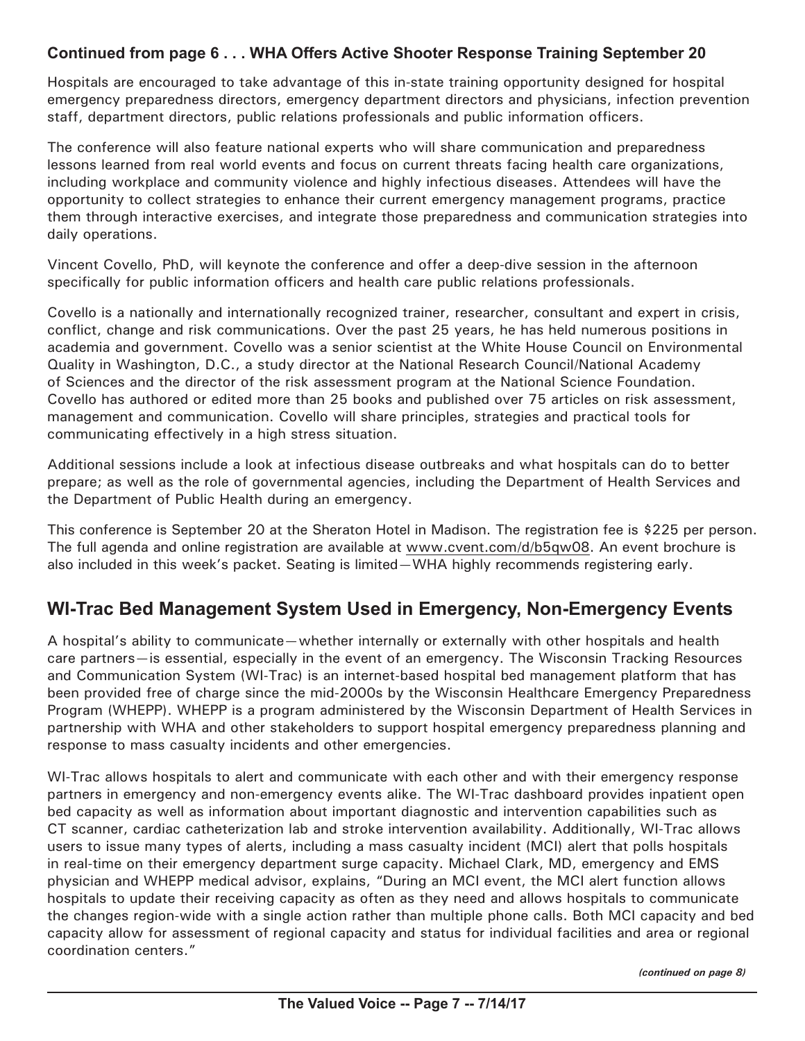### Continued from page 6 . . . WHA Offers Active Shooter Response Training September 20

Hospitals are encouraged to take advantage of this in-state training opportunity designed for hospital emergency preparedness directors, emergency department directors and physicians, infection prevention staff, department directors, public relations professionals and public information officers.

The conference will also feature national experts who will share communication and preparedness lessons learned from real world events and focus on current threats facing health care organizations, including workplace and community violence and highly infectious diseases. Attendees will have the opportunity to collect strategies to enhance their current emergency management programs, practice them through interactive exercises, and integrate those preparedness and communication strategies into daily operations.

Vincent Covello, PhD, will keynote the conference and offer a deep-dive session in the afternoon specifically for public information officers and health care public relations professionals.

Covello is a nationally and internationally recognized trainer, researcher, consultant and expert in crisis, conflict, change and risk communications. Over the past 25 years, he has held numerous positions in academia and government. Covello was a senior scientist at the White House Council on Environmental Quality in Washington, D.C., a study director at the National Research Council/National Academy of Sciences and the director of the risk assessment program at the National Science Foundation. Covello has authored or edited more than 25 books and published over 75 articles on risk assessment, management and communication. Covello will share principles, strategies and practical tools for communicating effectively in a high stress situation.

Additional sessions include a look at infectious disease outbreaks and what hospitals can do to better prepare; as well as the role of governmental agencies, including the Department of Health Services and the Department of Public Health during an emergency.

This conference is September 20 at the Sheraton Hotel in Madison. The registration fee is $225 per person. The full agenda and online registration are available at www.cvent.com/d/b5qw08. An event brochure is also included in this week's packet. Seating is limited—WHA highly recommends registering early.

## WI-Trac Bed Management System Used in Emergency, Non-Emergency Events

A hospital's ability to communicate—whether internally or externally with other hospitals and health care partners—is essential, especially in the event of an emergency. The Wisconsin Tracking Resources and Communication System (WI-Trac) is an internet-based hospital bed management platform that has been provided free of charge since the mid-2000s by the Wisconsin Healthcare Emergency Preparedness Program (WHEPP). WHEPP is a program administered by the Wisconsin Department of Health Services in partnership with WHA and other stakeholders to support hospital emergency preparedness planning and response to mass casualty incidents and other emergencies.

WI-Trac allows hospitals to alert and communicate with each other and with their emergency response partners in emergency and non-emergency events alike. The WI-Trac dashboard provides inpatient open bed capacity as well as information about important diagnostic and intervention capabilities such as CT scanner, cardiac catheterization lab and stroke intervention availability. Additionally, WI-Trac allows users to issue many types of alerts, including a mass casualty incident (MCI) alert that polls hospitals in real-time on their emergency department surge capacity. Michael Clark, MD, emergency and EMS physician and WHEPP medical advisor, explains, "During an MCI event, the MCI alert function allows hospitals to update their receiving capacity as often as they need and allows hospitals to communicate the changes region-wide with a single action rather than multiple phone calls. Both MCI capacity and bed capacity allow for assessment of regional capacity and status for individual facilities and area or regional coordination centers."

*(continued on page 8)*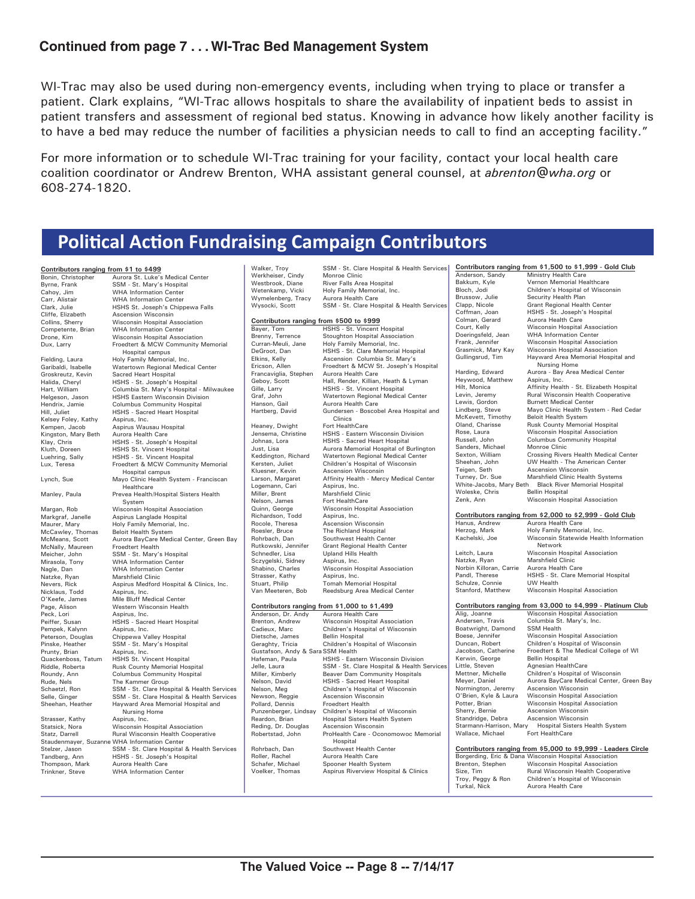### Continued from page 7 . . . WI-Trac Bed Management System

WI-Trac may also be used during non-emergency events, including when trying to place or transfer a patient. Clark explains, "WI-Trac allows hospitals to share the availability of inpatient beds to assist in patient transfers and assessment of regional bed status. Knowing in advance how likely another facility is to have a bed may reduce the number of facilities a physician needs to call to find an accepting facility."

For more information or to schedule WI-Trac training for your facility, contact your local health care coalition coordinator or Andrew Brenton, WHA assistant general counsel, at *abrenton@wha.org* or 608-274-1820.

## Political Action Fundraising Campaign Contributors

**Contributors ranging from $1 to $499**

| Name | Organization |
|---|---|
| Bonin, Christopher | Aurora St. Luke's Medical Center |
| Byrne, Frank | SSM - St. Mary's Hospital |
| Cahoy, Jim | WHA Information Center |
| Carr, Alistair | WHA Information Center |
| Clark, Julie | HSHS St. Joseph's Chippewa Falls |
| Cliffe, Elizabeth | Ascension Wisconsin |
| Collins, Sherry | Wisconsin Hospital Association |
| Competente, Brian | WHA Information Center |
| Drone, Kim | Wisconsin Hospital Association |
| Dux, Larry | Froedtert & MCW Community Memorial Hospital campus |
| Fielding, Laura | Holy Family Memorial, Inc. |
| Garibaldi, Isabelle | Watertown Regional Medical Center |
| Groskreutz, Kevin | Sacred Heart Hospital |
| Halida, Cheryl | HSHS - St. Joseph's Hospital |
| Hart, William | Columbia St. Mary's Hospital - Milwaukee |
| Helgeson, Jason | HSHS Eastern Wisconsin Division |
| Hendrix, Jamie | Columbus Community Hospital |
| Hill, Juliet | HSHS - Sacred Heart Hospital |
| Kelsey Foley, Kathy | Aspirus, Inc. |
| Kempen, Jacob | Aspirus Wausau Hospital |
| Kingston, Mary Beth | Aurora Health Care |
| Klay, Chris | HSHS - St. Joseph's Hospital |
| Kluth, Doreen | HSHS St. Vincent Hospital |
| Luehring, Sally | HSHS - St. Vincent Hospital |
| Lux, Teresa | Froedtert & MCW Community Memorial Hospital campus |
| Lynch, Sue | Mayo Clinic Health System - Franciscan Healthcare |
| Manley, Paula | Prevea Health/Hospital Sisters Health System |
| Margan, Rob | Wisconsin Hospital Association |
| Markgraf, Janelle | Aspirus Langlade Hospital |
| Maurer, Mary | Holy Family Memorial, Inc. |
| McCawley, Thomas | Beloit Health System |
| McMeans, Scott | Aurora BayCare Medical Center, Green Bay |
| McNally, Maureen | Froedtert Health |
| Meicher, John | SSM - St. Mary's Hospital |
| Mirasola, Tony | WHA Information Center |
| Nagle, Dan | WHA Information Center |
| Natzke, Ryan | Marshfield Clinic |
| Nevers, Rick | Aspirus Medford Hospital & Clinics, Inc. |
| Nicklaus, Todd | Aspirus, Inc. |
| O'Keefe, James | Mile Bluff Medical Center |
| Page, Alison | Western Wisconsin Health |
| Peck, Lori | Aspirus, Inc. |
| Peiffer, Susan | HSHS - Sacred Heart Hospital |
| Pempek, Kalynn | Aspirus, Inc. |
| Peterson, Douglas | Chippewa Valley Hospital |
| Pinske, Heather | SSM - St. Mary's Hospital |
| Prunty, Brian | Aspirus, Inc. |
| Quackenboss, Tatum | HSHS St. Vincent Hospital |
| Riddle, Roberta | Rusk County Memorial Hospital |
| Roundy, Ann | Columbus Community Hospital |
| Rude, Nels | The Kammer Group |
| Schaetzl, Ron | SSM - St. Clare Hospital & Health Services |
| Selle, Ginger | SSM - St. Clare Hospital & Health Services |
| Sheehan, Heather | Hayward Area Memorial Hospital and Nursing Home |
| Strasser, Kathy | Aspirus, Inc. |
| Statsick, Nora | Wisconsin Hospital Association |
| Statz, Darrell | Rural Wisconsin Health Cooperative |
| Staudenmayer, Suzanne | WHA Information Center |
| Stelzer, Jason | SSM - St. Clare Hospital & Health Services |
| Tandberg, Ann | HSHS - St. Joseph's Hospital |
| Thompson, Mark | Aurora Health Care |
| Trinkner, Steve | WHA Information Center |
| Walker, Troy | SSM - St. Clare Hospital & Health Services |
| Werkheiser, Cindy | Monroe Clinic |
| Westbrook, Diane | River Falls Area Hospital |
| Wetenkamp, Vicki | Holy Family Memorial, Inc. |
| Wymelenberg, Tracy | Aurora Health Care |
| Wysocki, Scott | SSM - St. Clare Hospital & Health Services |

**Contributors ranging from $500 to $999**

| Name | Organization |
|---|---|
| Bayer, Tom | HSHS - St. Vincent Hospital |
| Brenny, Terrence | Stoughton Hospital Association |
| Curran-Meuli, Jane | Holy Family Memorial, Inc. |
| DeGroot, Dan | HSHS - St. Clare Memorial Hospital |
| Elkins, Kelly | Ascension Columbia St. Mary's |
| Ericson, Allen | Froedtert & MCW St. Joseph's Hospital |
| Francaviglia, Stephen | Aurora Health Care |
| Geboy, Scott | Hall, Render, Killian, Heath & Lyman |
| Gille, Larry | HSHS - St. Vincent Hospital |
| Graf, John | Watertown Regional Medical Center |
| Hanson, Gail | Aurora Health Care |
| Hartberg, David | Gundersen - Boscobel Area Hospital and Clinics |
| Heaney, Dwight | Fort HealthCare |
| Jensema, Christine | HSHS - Eastern Wisconsin Division |
| Johnas, Lora | HSHS - Sacred Heart Hospital |
| Just, Lisa | Aurora Memorial Hospital of Burlington |
| Keddington, Richard | Watertown Regional Medical Center |
| Kersten, Juliet | Children's Hospital of Wisconsin |
| Kluesner, Kevin | Ascension Wisconsin |
| Larson, Margaret | Affinity Health - Mercy Medical Center |
| Logemann, Cari | Aspirus, Inc. |
| Miller, Brent | Marshfield Clinic |
| Nelson, James | Fort HealthCare |
| Quinn, George | Wisconsin Hospital Association |
| Richardson, Todd | Aspirus, Inc. |
| Rocole, Theresa | Ascension Wisconsin |
| Roesler, Bruce | The Richland Hospital |
| Rohrbach, Dan | Southwest Health Center |
| Rutkowski, Jennifer | Grant Regional Health Center |
| Schnedler, Lisa | Upland Hills Health |
| Sczygelski, Sidney | Aspirus, Inc. |
| Shabino, Charles | Wisconsin Hospital Association |
| Strasser, Kathy | Aspirus, Inc. |
| Stuart, Philip | Tomah Memorial Hospital |
| Van Meeteren, Bob | Reedsburg Area Medical Center |

**Contributors ranging from $1,000 to $1,499**

| Name | Organization |
|---|---|
| Anderson, Dr. Andy | Aurora Health Care |
| Brenton, Andrew | Wisconsin Hospital Association |
| Cadieux, Marc | Children's Hospital of Wisconsin |
| Dietsche, James | Bellin Hospital |
| Geraghty, Tricia | Children's Hospital of Wisconsin |
| Gustafson, Andy & Sara | SSM Health |
| Hafeman, Paula | HSHS - Eastern Wisconsin Division |
| Jelle, Laura | SSM - St. Clare Hospital & Health Services |
| Miller, Kimberly | Beaver Dam Community Hospitals |
| Nelson, David | HSHS - Sacred Heart Hospital |
| Nelson, Meg | Children's Hospital of Wisconsin |
| Newson, Reggie | Ascension Wisconsin |
| Pollard, Dennis | Froedtert Health |
| Punzenberger, Lindsay | Children's Hospital of Wisconsin |
| Reardon, Brian | Hospital Sisters Health System |
| Reding, Dr. Douglas | Ascension Wisconsin |
| Robertstad, John | ProHealth Care - Oconomowoc Memorial Hospital |
| Rohrbach, Dan | Southwest Health Center |
| Roller, Rachel | Aurora Health Care |
| Schafer, Michael | Spooner Health System |
| Voelker, Thomas | Aspirus Riverview Hospital & Clinics |

**Contributors ranging from $1,500 to $1,999 - Gold Club**

| Name | Organization |
|---|---|
| Anderson, Sandy | Ministry Health Care |
| Bakkum, Kyle | Vernon Memorial Healthcare |
| Bloch, Jodi | Children's Hospital of Wisconsin |
| Brussow, Julie | Security Health Plan |
| Clapp, Nicole | Grant Regional Health Center |
| Coffman, Joan | HSHS - St. Joseph's Hospital |
| Colman, Gerard | Aurora Health Care |
| Court, Kelly | Wisconsin Hospital Association |
| Doeringsfeld, Jean | WHA Information Center |
| Frank, Jennifer | Wisconsin Hospital Association |
| Grasmick, Mary Kay | Wisconsin Hospital Association |
| Gullingsrud, Tim | Hayward Area Memorial Hospital and Nursing Home |
| Harding, Edward | Aurora - Bay Area Medical Center |
| Heywood, Matthew | Aspirus, Inc. |
| Hilt, Monica | Affinity Health - St. Elizabeth Hospital |
| Levin, Jeremy | Rural Wisconsin Health Cooperative |
| Lewis, Gordon | Burnett Medical Center |
| Lindberg, Steve | Mayo Clinic Health System - Red Cedar |
| McKevett, Timothy | Beloit Health System |
| Oland, Charisse | Rusk County Memorial Hospital |
| Rose, Laura | Wisconsin Hospital Association |
| Russell, John | Columbus Community Hospital |
| Sanders, Michael | Monroe Clinic |
| Sexton, William | Crossing Rivers Health Medical Center |
| Sheehan, John | UW Health - The American Center |
| Teigen, Seth | Ascension Wisconsin |
| Turney, Dr. Sue | Marshfield Clinic Health Systems |
| White-Jacobs, Mary Beth | Black River Memorial Hospital |
| Woleske, Chris | Bellin Hospital |
| Zenk, Ann | Wisconsin Hospital Association |

**Contributors ranging from $2,000 to $2,999 - Gold Club**

| Name | Organization |
|---|---|
| Hanus, Andrew | Aurora Health Care |
| Herzog, Mark | Holy Family Memorial, Inc. |
| Kachelski, Joe | Wisconsin Statewide Health Information Network |
| Leitch, Laura | Wisconsin Hospital Association |
| Natzke, Ryan | Marshfield Clinic |
| Norbin Killoran, Carrie | Aurora Health Care |
| Pandl, Therese | HSHS - St. Clare Memorial Hospital |
| Schulze, Connie | UW Health |
| Stanford, Matthew | Wisconsin Hospital Association |

**Contributors ranging from $3,000 to $4,999 - Platinum Club**

| Name | Organization |
|---|---|
| Alig, Joanne | Wisconsin Hospital Association |
| Andersen, Travis | Columbia St. Mary's, Inc. |
| Boatwright, Damond | SSM Health |
| Boese, Jennifer | Wisconsin Hospital Association |
| Duncan, Robert | Children's Hospital of Wisconsin |
| Jacobson, Catherine | Froedtert & The Medical College of WI |
| Kerwin, George | Bellin Hospital |
| Little, Steven | Agnesian HealthCare |
| Mettner, Michelle | Children's Hospital of Wisconsin |
| Meyer, Daniel | Aurora BayCare Medical Center, Green Bay |
| Normington, Jeremy | Ascension Wisconsin |
| O'Brien, Kyle & Laura | Wisconsin Hospital Association |
| Potter, Brian | Wisconsin Hospital Association |
| Sherry, Bernie | Ascension Wisconsin |
| Standridge, Debra | Ascension Wisconsin |
| Starmann-Harrison, Mary | Hospital Sisters Health System |
| Wallace, Michael | Fort HealthCare |

**Contributors ranging from $5,000 to $9,999 - Leaders Circle**

| Name | Organization |
|---|---|
| Borgerding, Eric & Dana | Wisconsin Hospital Association |
| Brenton, Stephen | Wisconsin Hospital Association |
| Size, Tim | Rural Wisconsin Health Cooperative |
| Troy, Peggy & Ron | Children's Hospital of Wisconsin |
| Turkal, Nick | Aurora Health Care |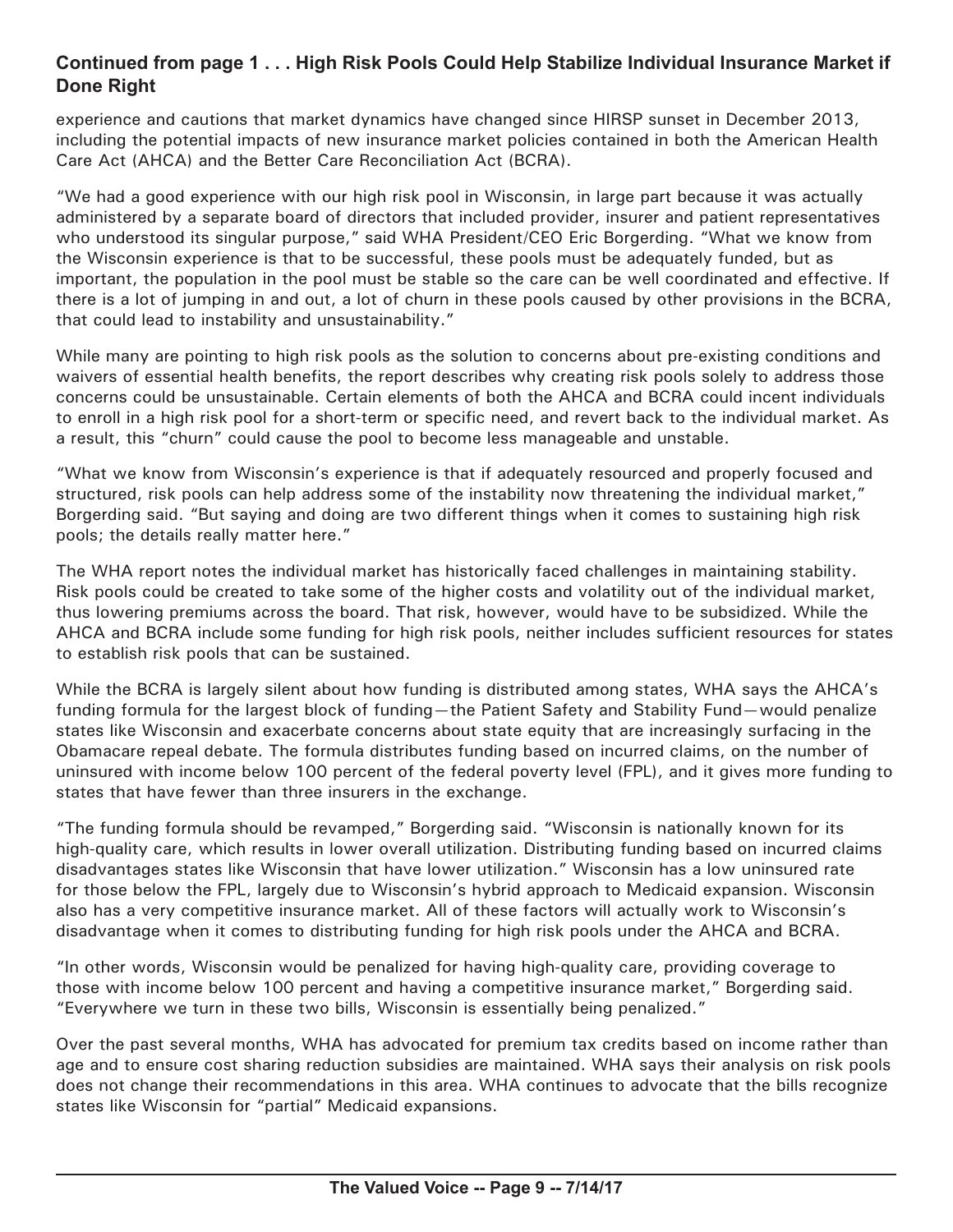**Continued from page 1 . . . High Risk Pools Could Help Stabilize Individual Insurance Market if Done Right**

experience and cautions that market dynamics have changed since HIRSP sunset in December 2013, including the potential impacts of new insurance market policies contained in both the American Health Care Act (AHCA) and the Better Care Reconciliation Act (BCRA).

"We had a good experience with our high risk pool in Wisconsin, in large part because it was actually administered by a separate board of directors that included provider, insurer and patient representatives who understood its singular purpose," said WHA President/CEO Eric Borgerding. "What we know from the Wisconsin experience is that to be successful, these pools must be adequately funded, but as important, the population in the pool must be stable so the care can be well coordinated and effective. If there is a lot of jumping in and out, a lot of churn in these pools caused by other provisions in the BCRA, that could lead to instability and unsustainability."

While many are pointing to high risk pools as the solution to concerns about pre-existing conditions and waivers of essential health benefits, the report describes why creating risk pools solely to address those concerns could be unsustainable. Certain elements of both the AHCA and BCRA could incent individuals to enroll in a high risk pool for a short-term or specific need, and revert back to the individual market. As a result, this "churn" could cause the pool to become less manageable and unstable.

"What we know from Wisconsin's experience is that if adequately resourced and properly focused and structured, risk pools can help address some of the instability now threatening the individual market," Borgerding said. "But saying and doing are two different things when it comes to sustaining high risk pools; the details really matter here."

The WHA report notes the individual market has historically faced challenges in maintaining stability. Risk pools could be created to take some of the higher costs and volatility out of the individual market, thus lowering premiums across the board. That risk, however, would have to be subsidized. While the AHCA and BCRA include some funding for high risk pools, neither includes sufficient resources for states to establish risk pools that can be sustained.

While the BCRA is largely silent about how funding is distributed among states, WHA says the AHCA's funding formula for the largest block of funding—the Patient Safety and Stability Fund—would penalize states like Wisconsin and exacerbate concerns about state equity that are increasingly surfacing in the Obamacare repeal debate. The formula distributes funding based on incurred claims, on the number of uninsured with income below 100 percent of the federal poverty level (FPL), and it gives more funding to states that have fewer than three insurers in the exchange.

"The funding formula should be revamped," Borgerding said. "Wisconsin is nationally known for its high-quality care, which results in lower overall utilization. Distributing funding based on incurred claims disadvantages states like Wisconsin that have lower utilization." Wisconsin has a low uninsured rate for those below the FPL, largely due to Wisconsin's hybrid approach to Medicaid expansion. Wisconsin also has a very competitive insurance market. All of these factors will actually work to Wisconsin's disadvantage when it comes to distributing funding for high risk pools under the AHCA and BCRA.

"In other words, Wisconsin would be penalized for having high-quality care, providing coverage to those with income below 100 percent and having a competitive insurance market," Borgerding said. "Everywhere we turn in these two bills, Wisconsin is essentially being penalized."

Over the past several months, WHA has advocated for premium tax credits based on income rather than age and to ensure cost sharing reduction subsidies are maintained. WHA says their analysis on risk pools does not change their recommendations in this area. WHA continues to advocate that the bills recognize states like Wisconsin for "partial" Medicaid expansions.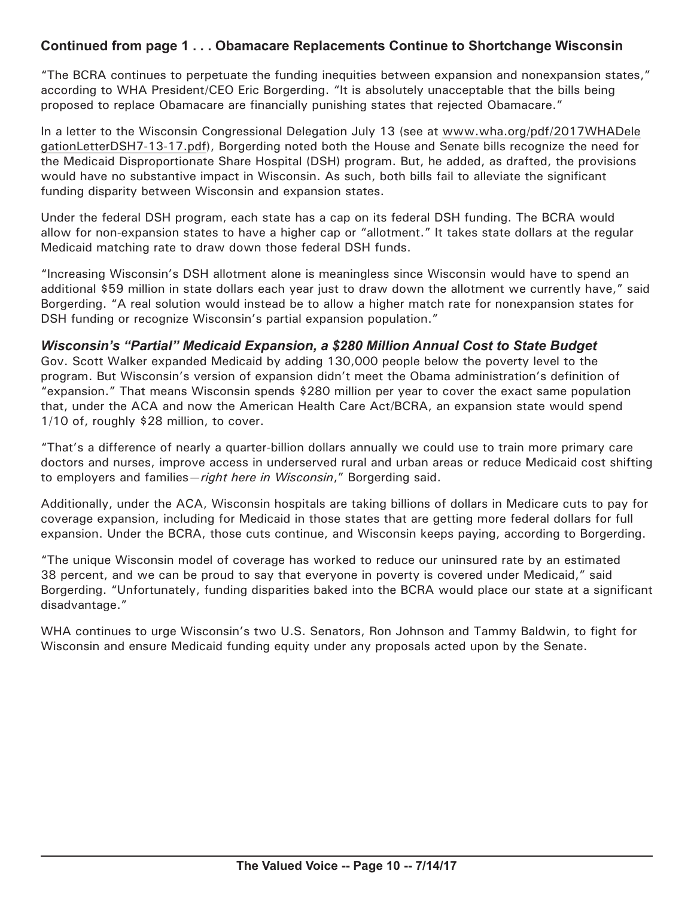## Continued from page 1 . . . Obamacare Replacements Continue to Shortchange Wisconsin

"The BCRA continues to perpetuate the funding inequities between expansion and nonexpansion states," according to WHA President/CEO Eric Borgerding. "It is absolutely unacceptable that the bills being proposed to replace Obamacare are financially punishing states that rejected Obamacare."

In a letter to the Wisconsin Congressional Delegation July 13 (see at www.wha.org/pdf/2017WHADelegationLetterDSH7-13-17.pdf), Borgerding noted both the House and Senate bills recognize the need for the Medicaid Disproportionate Share Hospital (DSH) program. But, he added, as drafted, the provisions would have no substantive impact in Wisconsin. As such, both bills fail to alleviate the significant funding disparity between Wisconsin and expansion states.

Under the federal DSH program, each state has a cap on its federal DSH funding. The BCRA would allow for non-expansion states to have a higher cap or "allotment." It takes state dollars at the regular Medicaid matching rate to draw down those federal DSH funds.

"Increasing Wisconsin's DSH allotment alone is meaningless since Wisconsin would have to spend an additional $59 million in state dollars each year just to draw down the allotment we currently have," said Borgerding. "A real solution would instead be to allow a higher match rate for nonexpansion states for DSH funding or recognize Wisconsin's partial expansion population."

### *Wisconsin's "Partial" Medicaid Expansion, a $280 Million Annual Cost to State Budget*

Gov. Scott Walker expanded Medicaid by adding 130,000 people below the poverty level to the program. But Wisconsin's version of expansion didn't meet the Obama administration's definition of "expansion." That means Wisconsin spends $280 million per year to cover the exact same population that, under the ACA and now the American Health Care Act/BCRA, an expansion state would spend 1/10 of, roughly $28 million, to cover.

"That's a difference of nearly a quarter-billion dollars annually we could use to train more primary care doctors and nurses, improve access in underserved rural and urban areas or reduce Medicaid cost shifting to employers and families—*right here in Wisconsin*," Borgerding said.

Additionally, under the ACA, Wisconsin hospitals are taking billions of dollars in Medicare cuts to pay for coverage expansion, including for Medicaid in those states that are getting more federal dollars for full expansion. Under the BCRA, those cuts continue, and Wisconsin keeps paying, according to Borgerding.

"The unique Wisconsin model of coverage has worked to reduce our uninsured rate by an estimated 38 percent, and we can be proud to say that everyone in poverty is covered under Medicaid," said Borgerding. "Unfortunately, funding disparities baked into the BCRA would place our state at a significant disadvantage."

WHA continues to urge Wisconsin's two U.S. Senators, Ron Johnson and Tammy Baldwin, to fight for Wisconsin and ensure Medicaid funding equity under any proposals acted upon by the Senate.